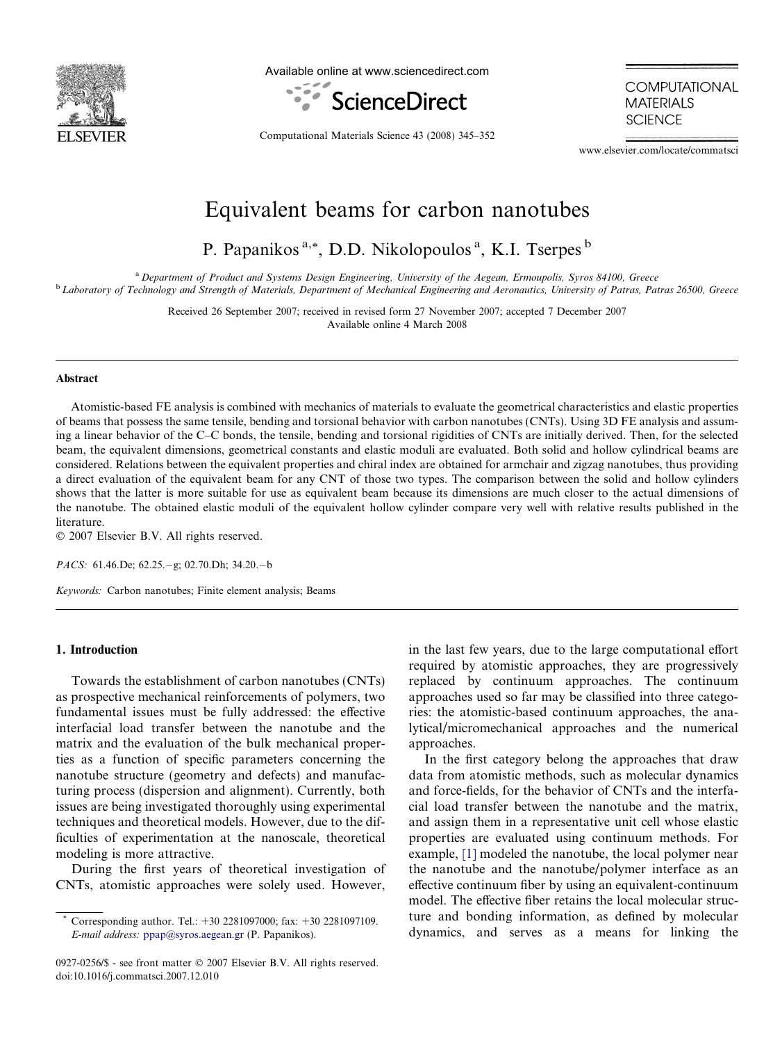# Equivalent beams for carbon nanotubes

P. Papanikos [a,*], D.D. Nikolopoulos [a], K.I. Tserpes [b]

[a] Department of Product and Systems Design Engineering, University of the Aegean, Ermoupolis, Syros 84100, Greece

[b] Laboratory of Technology and Strength of Materials, Department of Mechanical Engineering and Aeronautics, University of Patras, Patras 26500, Greece

Received 26 September 2007; received in revised form 27 November 2007; accepted 7 December 2007
Available online 4 March 2008

## Abstract

Atomistic-based FE analysis is combined with mechanics of materials to evaluate the geometrical characteristics and elastic properties of beams that possess the same tensile, bending and torsional behavior with carbon nanotubes (CNTs). Using 3D FE analysis and assuming a linear behavior of the C–C bonds, the tensile, bending and torsional rigidities of CNTs are initially derived. Then, for the selected beam, the equivalent dimensions, geometrical constants and elastic moduli are evaluated. Both solid and hollow cylindrical beams are considered. Relations between the equivalent properties and chiral index are obtained for armchair and zigzag nanotubes, thus providing a direct evaluation of the equivalent beam for any CNT of those two types. The comparison between the solid and hollow cylinders shows that the latter is more suitable for use as equivalent beam because its dimensions are much closer to the actual dimensions of the nanotube. The obtained elastic moduli of the equivalent hollow cylinder compare very well with relative results published in the literature.

© 2007 Elsevier B.V. All rights reserved.

*PACS:* 61.46.De; 62.25.−g; 02.70.Dh; 34.20.−b

*Keywords:* Carbon nanotubes; Finite element analysis; Beams

## 1. Introduction

Towards the establishment of carbon nanotubes (CNTs) as prospective mechanical reinforcements of polymers, two fundamental issues must be fully addressed: the effective interfacial load transfer between the nanotube and the matrix and the evaluation of the bulk mechanical properties as a function of specific parameters concerning the nanotube structure (geometry and defects) and manufacturing process (dispersion and alignment). Currently, both issues are being investigated thoroughly using experimental techniques and theoretical models. However, due to the difficulties of experimentation at the nanoscale, theoretical modeling is more attractive.

During the first years of theoretical investigation of CNTs, atomistic approaches were solely used. However, in the last few years, due to the large computational effort required by atomistic approaches, they are progressively replaced by continuum approaches. The continuum approaches used so far may be classified into three categories: the atomistic-based continuum approaches, the analytical/micromechanical approaches and the numerical approaches.

In the first category belong the approaches that draw data from atomistic methods, such as molecular dynamics and force-fields, for the behavior of CNTs and the interfacial load transfer between the nanotube and the matrix, and assign them in a representative unit cell whose elastic properties are evaluated using continuum methods. For example, [1] modeled the nanotube, the local polymer near the nanotube and the nanotube/polymer interface as an effective continuum fiber by using an equivalent-continuum model. The effective fiber retains the local molecular structure and bonding information, as defined by molecular dynamics, and serves as a means for linking the

* Corresponding author. Tel.: +30 2281097000; fax: +30 2281097109. *E-mail address:* ppap@syros.aegean.gr (P. Papanikos).

0927-0256/$ - see front matter © 2007 Elsevier B.V. All rights reserved.
doi:10.1016/j.commatsci.2007.12.010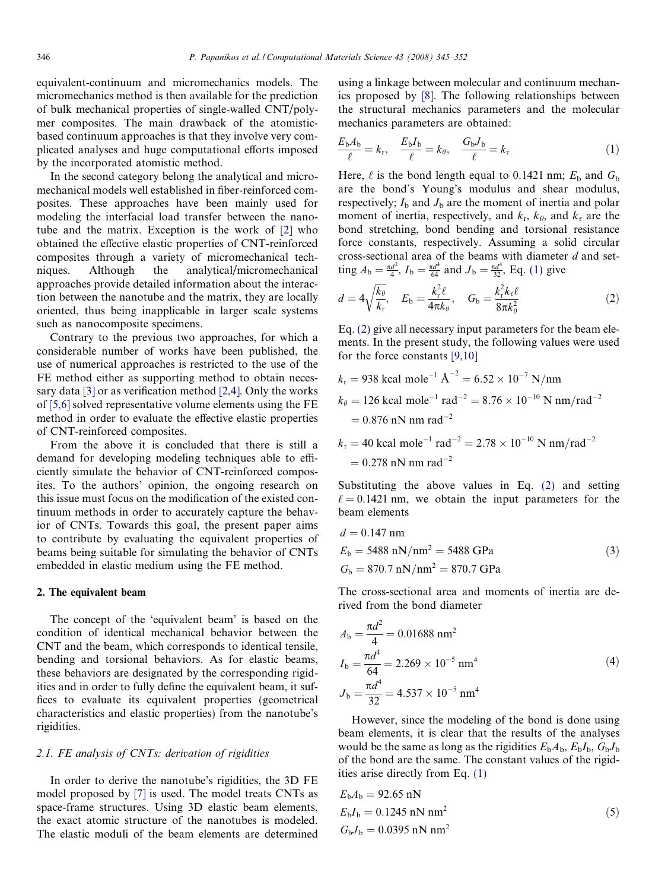equivalent-continuum and micromechanics models. The micromechanics method is then available for the prediction of bulk mechanical properties of single-walled CNT/polymer composites. The main drawback of the atomistic-based continuum approaches is that they involve very complicated analyses and huge computational efforts imposed by the incorporated atomistic method.

In the second category belong the analytical and micromechanical models well established in fiber-reinforced composites. These approaches have been mainly used for modeling the interfacial load transfer between the nanotube and the matrix. Exception is the work of [2] who obtained the effective elastic properties of CNT-reinforced composites through a variety of micromechanical techniques. Although the analytical/micromechanical approaches provide detailed information about the interaction between the nanotube and the matrix, they are locally oriented, thus being inapplicable in larger scale systems such as nanocomposite specimens.

Contrary to the previous two approaches, for which a considerable number of works have been published, the use of numerical approaches is restricted to the use of the FE method either as supporting method to obtain necessary data [3] or as verification method [2,4]. Only the works of [5,6] solved representative volume elements using the FE method in order to evaluate the effective elastic properties of CNT-reinforced composites.

From the above it is concluded that there is still a demand for developing modeling techniques able to efficiently simulate the behavior of CNT-reinforced composites. To the authors' opinion, the ongoing research on this issue must focus on the modification of the existed continuum methods in order to accurately capture the behavior of CNTs. Towards this goal, the present paper aims to contribute by evaluating the equivalent properties of beams being suitable for simulating the behavior of CNTs embedded in elastic medium using the FE method.

## 2. The equivalent beam

The concept of the 'equivalent beam' is based on the condition of identical mechanical behavior between the CNT and the beam, which corresponds to identical tensile, bending and torsional behaviors. As for elastic beams, these behaviors are designated by the corresponding rigidities and in order to fully define the equivalent beam, it suffices to evaluate its equivalent properties (geometrical characteristics and elastic properties) from the nanotube's rigidities.

### 2.1. FE analysis of CNTs: derivation of rigidities

In order to derive the nanotube's rigidities, the 3D FE model proposed by [7] is used. The model treats CNTs as space-frame structures. Using 3D elastic beam elements, the exact atomic structure of the nanotubes is modeled. The elastic moduli of the beam elements are determined using a linkage between molecular and continuum mechanics proposed by [8]. The following relationships between the structural mechanics parameters and the molecular mechanics parameters are obtained:

$$\frac{E_b A_b}{\ell} = k_r, \quad \frac{E_b I_b}{\ell} = k_\theta, \quad \frac{G_b J_b}{\ell} = k_\tau \tag{1}$$

Here, $\ell$ is the bond length equal to 0.1421 nm; $E_b$ and $G_b$ are the bond's Young's modulus and shear modulus, respectively; $I_b$ and $J_b$ are the moment of inertia and polar moment of inertia, respectively, and $k_r$, $k_\theta$, and $k_\tau$ are the bond stretching, bond bending and torsional resistance force constants, respectively. Assuming a solid circular cross-sectional area of the beams with diameter $d$ and setting $A_b = \frac{\pi d^2}{4}$, $I_b = \frac{\pi d^4}{64}$ and $J_b = \frac{\pi d^4}{32}$, Eq. (1) give

$$d = 4\sqrt{\frac{k_\theta}{k_r}}, \quad E_b = \frac{k_r^2 \ell}{4\pi k_\theta}, \quad G_b = \frac{k_r^2 k_\tau \ell}{8\pi k_\theta^2} \tag{2}$$

Eq. (2) give all necessary input parameters for the beam elements. In the present study, the following values were used for the force constants [9,10]

$$k_r = 938 \text{ kcal mole}^{-1} \text{ Å}^{-2} = 6.52 \times 10^{-7} \text{ N/nm}$$

$$k_\theta = 126 \text{ kcal mole}^{-1} \text{ rad}^{-2} = 8.76 \times 10^{-10} \text{ N nm/rad}^{-2} = 0.876 \text{ nN nm rad}^{-2}$$

$$k_\tau = 40 \text{ kcal mole}^{-1} \text{ rad}^{-2} = 2.78 \times 10^{-10} \text{ N nm/rad}^{-2} = 0.278 \text{ nN nm rad}^{-2}$$

Substituting the above values in Eq. (2) and setting $\ell = 0.1421$ nm, we obtain the input parameters for the beam elements

$$\begin{aligned} d &= 0.147 \text{ nm} \\ E_b &= 5488 \text{ nN/nm}^2 = 5488 \text{ GPa} \\ G_b &= 870.7 \text{ nN/nm}^2 = 870.7 \text{ GPa} \end{aligned} \tag{3}$$

The cross-sectional area and moments of inertia are derived from the bond diameter

$$\begin{aligned} A_b &= \frac{\pi d^2}{4} = 0.01688 \text{ nm}^2 \\ I_b &= \frac{\pi d^4}{64} = 2.269 \times 10^{-5} \text{ nm}^4 \\ J_b &= \frac{\pi d^4}{32} = 4.537 \times 10^{-5} \text{ nm}^4 \end{aligned} \tag{4}$$

However, since the modeling of the bond is done using beam elements, it is clear that the results of the analyses would be the same as long as the rigidities $E_b A_b$, $E_b I_b$, $G_b J_b$ of the bond are the same. The constant values of the rigidities arise directly from Eq. (1)

$$\begin{aligned} E_b A_b &= 92.65 \text{ nN} \\ E_b I_b &= 0.1245 \text{ nN nm}^2 \\ G_b J_b &= 0.0395 \text{ nN nm}^2 \end{aligned} \tag{5}$$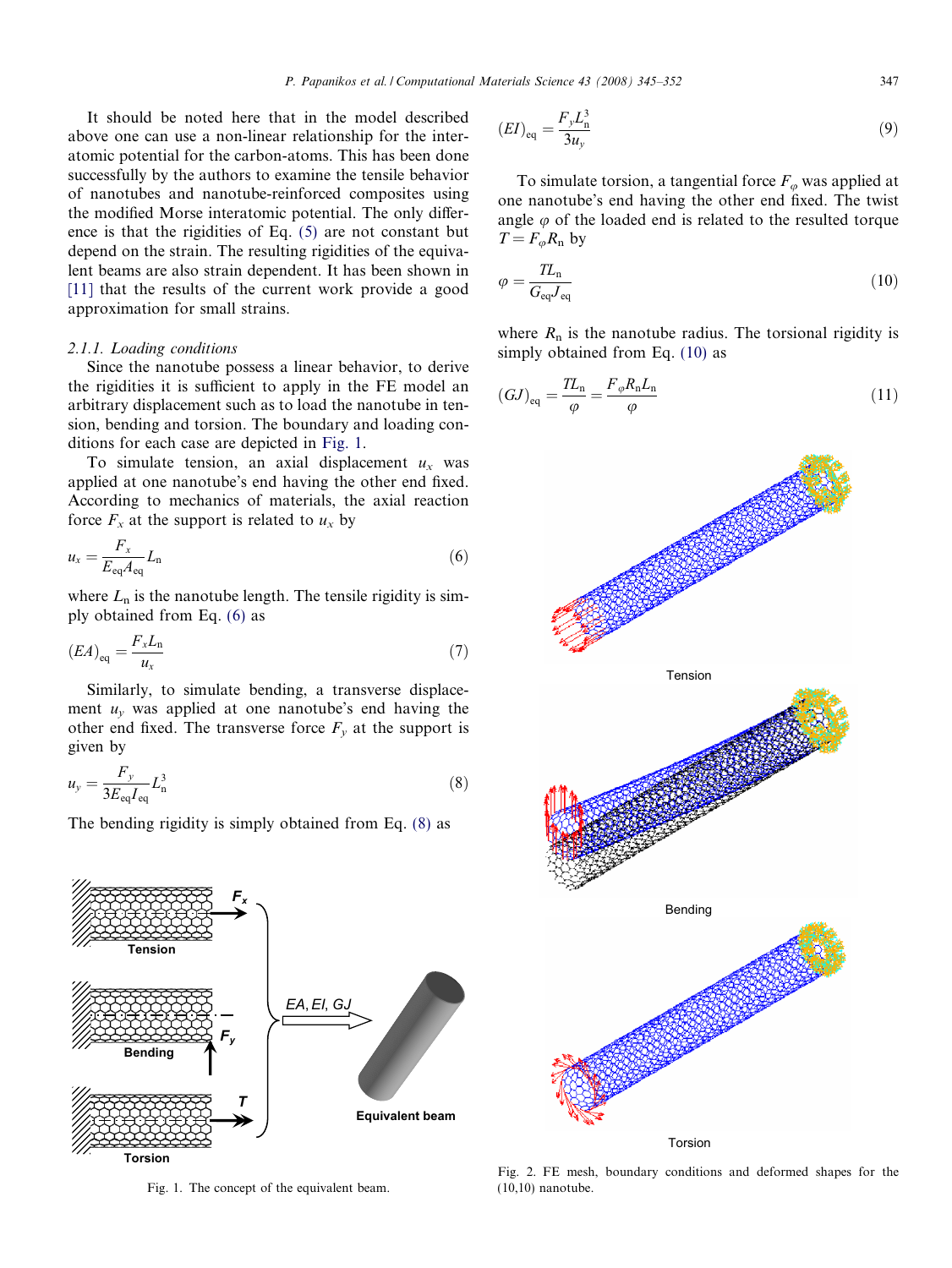It should be noted here that in the model described above one can use a non-linear relationship for the interatomic potential for the carbon-atoms. This has been done successfully by the authors to examine the tensile behavior of nanotubes and nanotube-reinforced composites using the modified Morse interatomic potential. The only difference is that the rigidities of Eq. (5) are not constant but depend on the strain. The resulting rigidities of the equivalent beams are also strain dependent. It has been shown in [11] that the results of the current work provide a good approximation for small strains.

#### 2.1.1. Loading conditions

Since the nanotube possess a linear behavior, to derive the rigidities it is sufficient to apply in the FE model an arbitrary displacement such as to load the nanotube in tension, bending and torsion. The boundary and loading conditions for each case are depicted in Fig. 1.

To simulate tension, an axial displacement $u_x$ was applied at one nanotube's end having the other end fixed. According to mechanics of materials, the axial reaction force $F_x$ at the support is related to $u_x$ by

$$u_x = \frac{F_x}{E_{\mathrm{eq}}A_{\mathrm{eq}}}L_{\mathrm{n}} \tag{6}$$

where $L_{\mathrm{n}}$ is the nanotube length. The tensile rigidity is simply obtained from Eq. (6) as

$$(EA)_{\mathrm{eq}} = \frac{F_x L_{\mathrm{n}}}{u_x} \tag{7}$$

Similarly, to simulate bending, a transverse displacement $u_y$ was applied at one nanotube's end having the other end fixed. The transverse force $F_y$ at the support is given by

$$u_y = \frac{F_y}{3E_{\mathrm{eq}}I_{\mathrm{eq}}}L_{\mathrm{n}}^3 \tag{8}$$

The bending rigidity is simply obtained from Eq. (8) as

$$(EI)_{\mathrm{eq}} = \frac{F_y L_{\mathrm{n}}^3}{3u_y} \tag{9}$$

To simulate torsion, a tangential force $F_\varphi$ was applied at one nanotube's end having the other end fixed. The twist angle $\varphi$ of the loaded end is related to the resulted torque $T = F_\varphi R_{\mathrm{n}}$ by

$$\varphi = \frac{TL_{\mathrm{n}}}{G_{\mathrm{eq}}J_{\mathrm{eq}}} \tag{10}$$

where $R_{\mathrm{n}}$ is the nanotube radius. The torsional rigidity is simply obtained from Eq. (10) as

$$(GJ)_{\mathrm{eq}} = \frac{TL_{\mathrm{n}}}{\varphi} = \frac{F_\varphi R_{\mathrm{n}} L_{\mathrm{n}}}{\varphi} \tag{11}$$

Fig. 1. The concept of the equivalent beam.

Fig. 2. FE mesh, boundary conditions and deformed shapes for the (10,10) nanotube.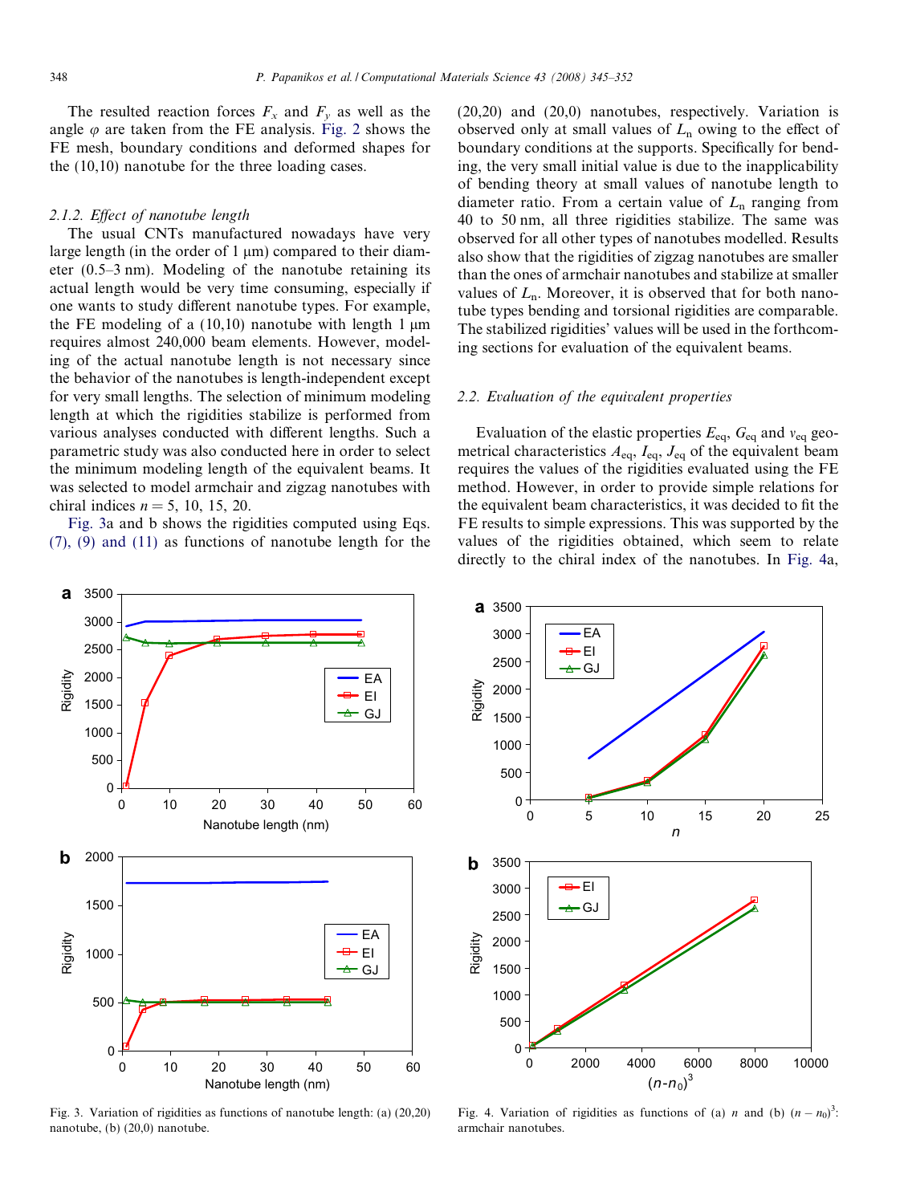The resulted reaction forces $F_x$ and $F_y$ as well as the angle $\varphi$ are taken from the FE analysis. Fig. 2 shows the FE mesh, boundary conditions and deformed shapes for the (10,10) nanotube for the three loading cases.

### 2.1.2. Effect of nanotube length

The usual CNTs manufactured nowadays have very large length (in the order of 1 μm) compared to their diameter (0.5–3 nm). Modeling of the nanotube retaining its actual length would be very time consuming, especially if one wants to study different nanotube types. For example, the FE modeling of a (10,10) nanotube with length 1 μm requires almost 240,000 beam elements. However, modeling of the actual nanotube length is not necessary since the behavior of the nanotubes is length-independent except for very small lengths. The selection of minimum modeling length at which the rigidities stabilize is performed from various analyses conducted with different lengths. Such a parametric study was also conducted here in order to select the minimum modeling length of the equivalent beams. It was selected to model armchair and zigzag nanotubes with chiral indices $n = 5$, 10, 15, 20.

Fig. 3a and b shows the rigidities computed using Eqs. (7), (9) and (11) as functions of nanotube length for the (20,20) and (20,0) nanotubes, respectively. Variation is observed only at small values of $L_n$ owing to the effect of boundary conditions at the supports. Specifically for bending, the very small initial value is due to the inapplicability of bending theory at small values of nanotube length to diameter ratio. From a certain value of $L_n$ ranging from 40 to 50 nm, all three rigidities stabilize. The same was observed for all other types of nanotubes modelled. Results also show that the rigidities of zigzag nanotubes are smaller than the ones of armchair nanotubes and stabilize at smaller values of $L_n$. Moreover, it is observed that for both nanotube types bending and torsional rigidities are comparable. The stabilized rigidities' values will be used in the forthcoming sections for evaluation of the equivalent beams.

Fig. 3. Variation of rigidities as functions of nanotube length: (a) (20,20) nanotube, (b) (20,0) nanotube.

## 2.2. Evaluation of the equivalent properties

Evaluation of the elastic properties $E_{eq}$, $G_{eq}$ and $\nu_{eq}$ geometrical characteristics $A_{eq}$, $I_{eq}$, $J_{eq}$ of the equivalent beam requires the values of the rigidities evaluated using the FE method. However, in order to provide simple relations for the equivalent beam characteristics, it was decided to fit the FE results to simple expressions. This was supported by the values of the rigidities obtained, which seem to relate directly to the chiral index of the nanotubes. In Fig. 4a,

Fig. 4. Variation of rigidities as functions of (a) $n$ and (b) $(n - n_0)^3$: armchair nanotubes.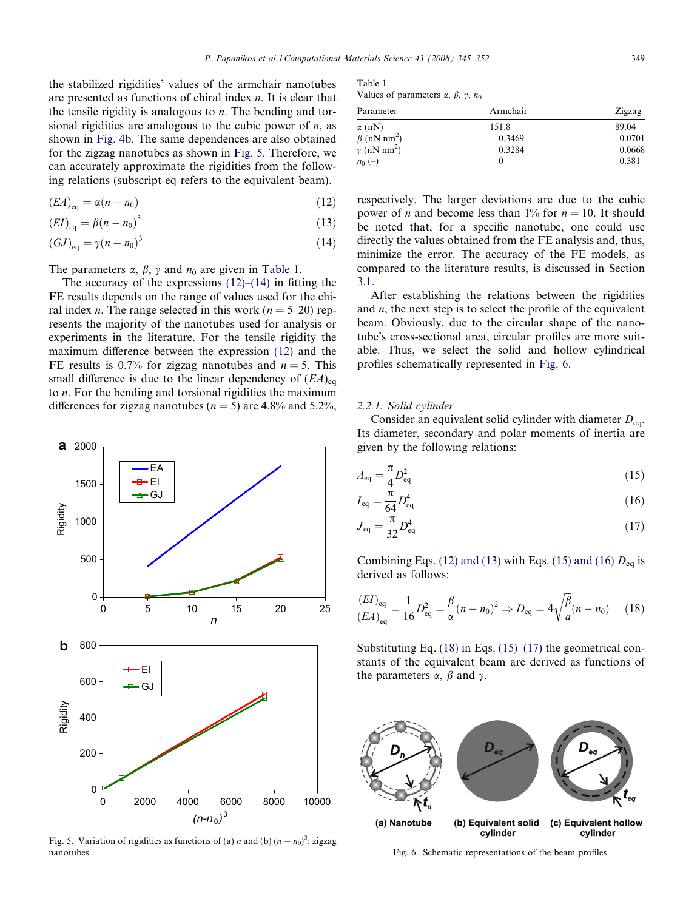the stabilized rigidities' values of the armchair nanotubes are presented as functions of chiral index $n$. It is clear that the tensile rigidity is analogous to $n$. The bending and torsional rigidities are analogous to the cubic power of $n$, as shown in Fig. 4b. The same dependences are also obtained for the zigzag nanotubes as shown in Fig. 5. Therefore, we can accurately approximate the rigidities from the following relations (subscript eq refers to the equivalent beam).

$$(EA)_{\text{eq}} = \alpha(n - n_0) \tag{12}$$

$$(EI)_{\text{eq}} = \beta(n - n_0)^3 \tag{13}$$

$$(GJ)_{\text{eq}} = \gamma(n - n_0)^3 \tag{14}$$

The parameters $\alpha$, $\beta$, $\gamma$ and $n_0$ are given in Table 1.

The accuracy of the expressions (12)–(14) in fitting the FE results depends on the range of values used for the chiral index $n$. The range selected in this work ($n = 5$–20) represents the majority of the nanotubes used for analysis or experiments in the literature. For the tensile rigidity the maximum difference between the expression (12) and the FE results is 0.7% for zigzag nanotubes and $n = 5$. This small difference is due to the linear dependency of $(EA)_{\text{eq}}$ to $n$. For the bending and torsional rigidities the maximum differences for zigzag nanotubes ($n = 5$) are 4.8% and 5.2%, respectively. The larger deviations are due to the cubic power of $n$ and become less than 1% for $n = 10$. It should be noted that, for a specific nanotube, one could use directly the values obtained from the FE analysis and, thus, minimize the error. The accuracy of the FE models, as compared to the literature results, is discussed in Section 3.1.

Fig. 5. Variation of rigidities as functions of (a) $n$ and (b) $(n - n_0)^3$: zigzag nanotubes.

Table 1
Values of parameters $\alpha$, $\beta$, $\gamma$, $n_0$

| Parameter | Armchair | Zigzag |
|---|---|---|
| $\alpha$ (nN) | 151.8 | 89.04 |
| $\beta$ (nN nm$^2$) | 0.3469 | 0.0701 |
| $\gamma$ (nN nm$^2$) | 0.3284 | 0.0668 |
| $n_0$ (–) | 0 | 0.381 |

After establishing the relations between the rigidities and $n$, the next step is to select the profile of the equivalent beam. Obviously, due to the circular shape of the nanotube's cross-sectional area, circular profiles are more suitable. Thus, we select the solid and hollow cylindrical profiles schematically represented in Fig. 6.

#### 2.2.1. Solid cylinder

Consider an equivalent solid cylinder with diameter $D_{\text{eq}}$. Its diameter, secondary and polar moments of inertia are given by the following relations:

$$A_{\text{eq}} = \frac{\pi}{4} D_{\text{eq}}^2 \tag{15}$$

$$I_{\text{eq}} = \frac{\pi}{64} D_{\text{eq}}^4 \tag{16}$$

$$J_{\text{eq}} = \frac{\pi}{32} D_{\text{eq}}^4 \tag{17}$$

Combining Eqs. (12) and (13) with Eqs. (15) and (16) $D_{\text{eq}}$ is derived as follows:

$$\frac{(EI)_{\text{eq}}}{(EA)_{\text{eq}}} = \frac{1}{16} D_{\text{eq}}^2 = \frac{\beta}{\alpha}(n - n_0)^2 \Rightarrow D_{\text{eq}} = 4\sqrt{\frac{\beta}{a}}(n - n_0) \tag{18}$$

Substituting Eq. (18) in Eqs. (15)–(17) the geometrical constants of the equivalent beam are derived as functions of the parameters $\alpha$, $\beta$ and $\gamma$.

Fig. 6. Schematic representations of the beam profiles.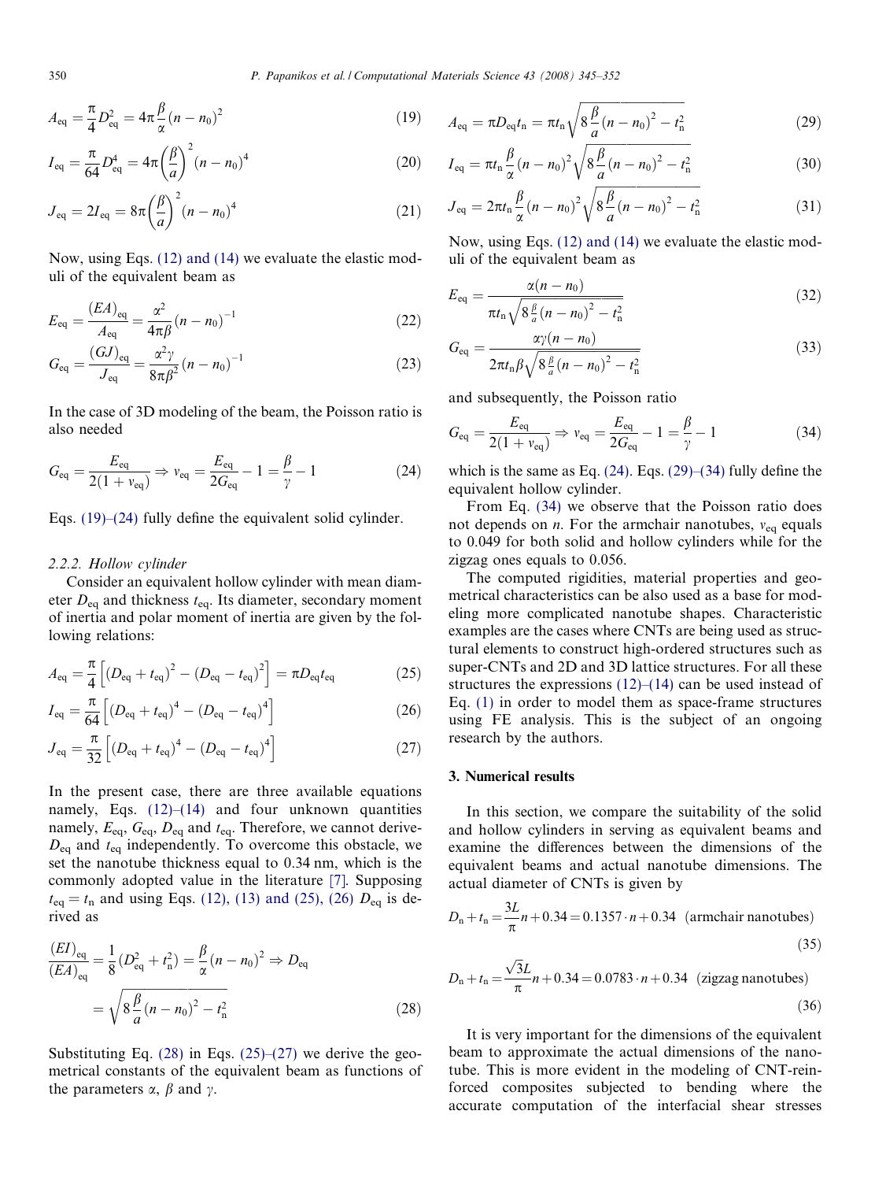$$A_{\mathrm{eq}} = \frac{\pi}{4} D_{\mathrm{eq}}^2 = 4\pi \frac{\beta}{\alpha} (n - n_0)^2 \tag{19}$$

$$I_{\mathrm{eq}} = \frac{\pi}{64} D_{\mathrm{eq}}^4 = 4\pi \left(\frac{\beta}{a}\right)^2 (n - n_0)^4 \tag{20}$$

$$J_{\mathrm{eq}} = 2I_{\mathrm{eq}} = 8\pi \left(\frac{\beta}{a}\right)^2 (n - n_0)^4 \tag{21}$$

Now, using Eqs. (12) and (14) we evaluate the elastic moduli of the equivalent beam as

$$E_{\mathrm{eq}} = \frac{(EA)_{\mathrm{eq}}}{A_{\mathrm{eq}}} = \frac{\alpha^2}{4\pi\beta} (n - n_0)^{-1} \tag{22}$$

$$G_{\mathrm{eq}} = \frac{(GJ)_{\mathrm{eq}}}{J_{\mathrm{eq}}} = \frac{\alpha^2 \gamma}{8\pi\beta^2} (n - n_0)^{-1} \tag{23}$$

In the case of 3D modeling of the beam, the Poisson ratio is also needed

$$G_{\mathrm{eq}} = \frac{E_{\mathrm{eq}}}{2(1 + v_{\mathrm{eq}})} \Rightarrow v_{\mathrm{eq}} = \frac{E_{\mathrm{eq}}}{2G_{\mathrm{eq}}} - 1 = \frac{\beta}{\gamma} - 1 \tag{24}$$

Eqs. (19)–(24) fully define the equivalent solid cylinder.

#### 2.2.2. Hollow cylinder

Consider an equivalent hollow cylinder with mean diameter $D_{\mathrm{eq}}$ and thickness $t_{\mathrm{eq}}$. Its diameter, secondary moment of inertia and polar moment of inertia are given by the following relations:

$$A_{\mathrm{eq}} = \frac{\pi}{4} \left[ (D_{\mathrm{eq}} + t_{\mathrm{eq}})^2 - (D_{\mathrm{eq}} - t_{\mathrm{eq}})^2 \right] = \pi D_{\mathrm{eq}} t_{\mathrm{eq}} \tag{25}$$

$$I_{\mathrm{eq}} = \frac{\pi}{64} \left[ (D_{\mathrm{eq}} + t_{\mathrm{eq}})^4 - (D_{\mathrm{eq}} - t_{\mathrm{eq}})^4 \right] \tag{26}$$

$$J_{\mathrm{eq}} = \frac{\pi}{32} \left[ (D_{\mathrm{eq}} + t_{\mathrm{eq}})^4 - (D_{\mathrm{eq}} - t_{\mathrm{eq}})^4 \right] \tag{27}$$

In the present case, there are three available equations namely, Eqs. (12)–(14) and four unknown quantities namely, $E_{\mathrm{eq}}$, $G_{\mathrm{eq}}$, $D_{\mathrm{eq}}$ and $t_{\mathrm{eq}}$. Therefore, we cannot derive $D_{\mathrm{eq}}$ and $t_{\mathrm{eq}}$ independently. To overcome this obstacle, we set the nanotube thickness equal to 0.34 nm, which is the commonly adopted value in the literature [7]. Supposing $t_{\mathrm{eq}} = t_{\mathrm{n}}$ and using Eqs. (12), (13) and (25), (26) $D_{\mathrm{eq}}$ is derived as

$$\frac{(EI)_{\mathrm{eq}}}{(EA)_{\mathrm{eq}}} = \frac{1}{8} (D_{\mathrm{eq}}^2 + t_{\mathrm{n}}^2) = \frac{\beta}{\alpha} (n - n_0)^2 \Rightarrow D_{\mathrm{eq}} = \sqrt{8 \frac{\beta}{a} (n - n_0)^2 - t_{\mathrm{n}}^2} \tag{28}$$

Substituting Eq. (28) in Eqs. (25)–(27) we derive the geometrical constants of the equivalent beam as functions of the parameters $\alpha$, $\beta$ and $\gamma$.

$$A_{\mathrm{eq}} = \pi D_{\mathrm{eq}} t_{\mathrm{n}} = \pi t_{\mathrm{n}} \sqrt{8 \frac{\beta}{a} (n - n_0)^2 - t_{\mathrm{n}}^2} \tag{29}$$

$$I_{\mathrm{eq}} = \pi t_{\mathrm{n}} \frac{\beta}{\alpha} (n - n_0)^2 \sqrt{8 \frac{\beta}{a} (n - n_0)^2 - t_{\mathrm{n}}^2} \tag{30}$$

$$J_{\mathrm{eq}} = 2\pi t_{\mathrm{n}} \frac{\beta}{\alpha} (n - n_0)^2 \sqrt{8 \frac{\beta}{a} (n - n_0)^2 - t_{\mathrm{n}}^2} \tag{31}$$

Now, using Eqs. (12) and (14) we evaluate the elastic moduli of the equivalent beam as

$$E_{\mathrm{eq}} = \frac{\alpha (n - n_0)}{\pi t_{\mathrm{n}} \sqrt{8 \frac{\beta}{a} (n - n_0)^2 - t_{\mathrm{n}}^2}} \tag{32}$$

$$G_{\mathrm{eq}} = \frac{\alpha \gamma (n - n_0)}{2\pi t_{\mathrm{n}} \beta \sqrt{8 \frac{\beta}{a} (n - n_0)^2 - t_{\mathrm{n}}^2}} \tag{33}$$

and subsequently, the Poisson ratio

$$G_{\mathrm{eq}} = \frac{E_{\mathrm{eq}}}{2(1 + v_{\mathrm{eq}})} \Rightarrow v_{\mathrm{eq}} = \frac{E_{\mathrm{eq}}}{2G_{\mathrm{eq}}} - 1 = \frac{\beta}{\gamma} - 1 \tag{34}$$

which is the same as Eq. (24). Eqs. (29)–(34) fully define the equivalent hollow cylinder.

From Eq. (34) we observe that the Poisson ratio does not depends on $n$. For the armchair nanotubes, $v_{\mathrm{eq}}$ equals to 0.049 for both solid and hollow cylinders while for the zigzag ones equals to 0.056.

The computed rigidities, material properties and geometrical characteristics can be also used as a base for modeling more complicated nanotube shapes. Characteristic examples are the cases where CNTs are being used as structural elements to construct high-ordered structures such as super-CNTs and 2D and 3D lattice structures. For all these structures the expressions (12)–(14) can be used instead of Eq. (1) in order to model them as space-frame structures using FE analysis. This is the subject of an ongoing research by the authors.

## 3. Numerical results

In this section, we compare the suitability of the solid and hollow cylinders in serving as equivalent beams and examine the differences between the dimensions of the equivalent beams and actual nanotube dimensions. The actual diameter of CNTs is given by

$$D_{\mathrm{n}} + t_{\mathrm{n}} = \frac{3L}{\pi} n + 0.34 = 0.1357 \cdot n + 0.34 \quad \text{(armchair nanotubes)} \tag{35}$$

$$D_{\mathrm{n}} + t_{\mathrm{n}} = \frac{\sqrt{3}L}{\pi} n + 0.34 = 0.0783 \cdot n + 0.34 \quad \text{(zigzag nanotubes)} \tag{36}$$

It is very important for the dimensions of the equivalent beam to approximate the actual dimensions of the nanotube. This is more evident in the modeling of CNT-reinforced composites subjected to bending where the accurate computation of the interfacial shear stresses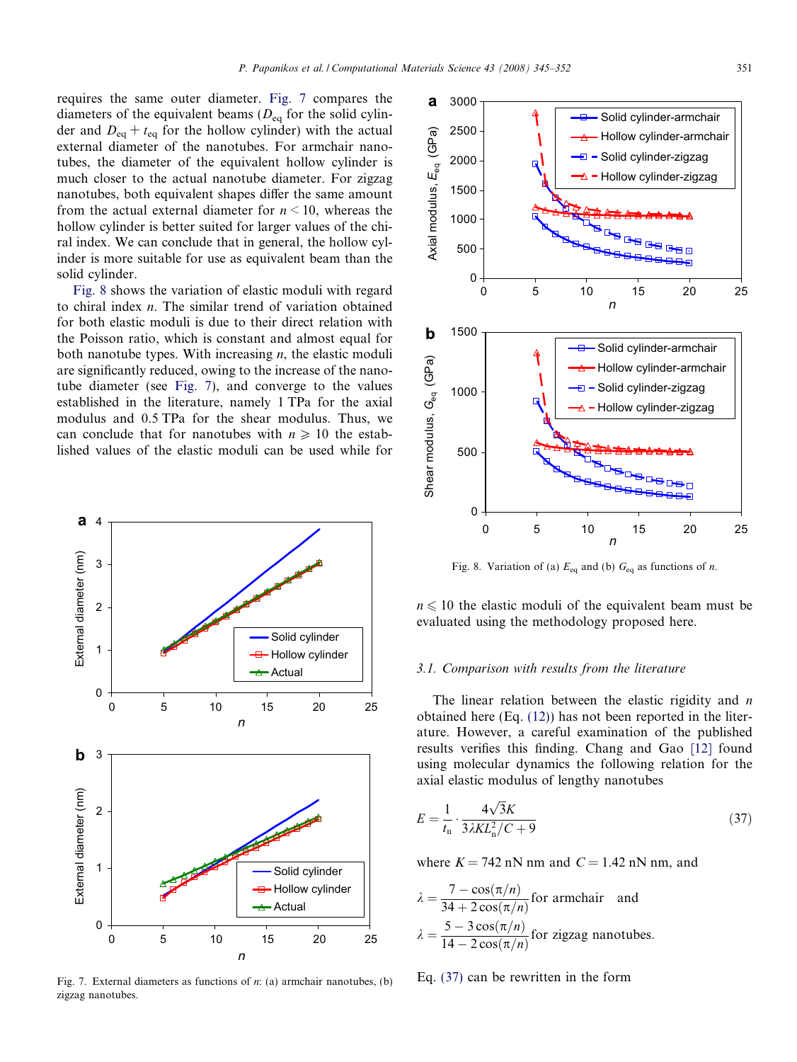requires the same outer diameter. Fig. 7 compares the diameters of the equivalent beams ($D_{eq}$ for the solid cylinder and $D_{eq} + t_{eq}$ for the hollow cylinder) with the actual external diameter of the nanotubes. For armchair nanotubes, the diameter of the equivalent hollow cylinder is much closer to the actual nanotube diameter. For zigzag nanotubes, both equivalent shapes differ the same amount from the actual external diameter for $n < 10$, whereas the hollow cylinder is better suited for larger values of the chiral index. We can conclude that in general, the hollow cylinder is more suitable for use as equivalent beam than the solid cylinder.

Fig. 8 shows the variation of elastic moduli with regard to chiral index $n$. The similar trend of variation obtained for both elastic moduli is due to their direct relation with the Poisson ratio, which is constant and almost equal for both nanotube types. With increasing $n$, the elastic moduli are significantly reduced, owing to the increase of the nanotube diameter (see Fig. 7), and converge to the values established in the literature, namely 1 TPa for the axial modulus and 0.5 TPa for the shear modulus. Thus, we can conclude that for nanotubes with $n \geqslant 10$ the established values of the elastic moduli can be used while for $n \leqslant 10$ the elastic moduli of the equivalent beam must be evaluated using the methodology proposed here.

Fig. 7. External diameters as functions of $n$: (a) armchair nanotubes, (b) zigzag nanotubes.

Fig. 8. Variation of (a) $E_{eq}$ and (b) $G_{eq}$ as functions of $n$.

### 3.1. Comparison with results from the literature

The linear relation between the elastic rigidity and $n$ obtained here (Eq. (12)) has not been reported in the literature. However, a careful examination of the published results verifies this finding. Chang and Gao [12] found using molecular dynamics the following relation for the axial elastic modulus of lengthy nanotubes

$$E = \frac{1}{t_n} \cdot \frac{4\sqrt{3}K}{3\lambda K L_n^2 / C + 9} \tag{37}$$

where $K = 742$ nN nm and $C = 1.42$ nN nm, and

$$\lambda = \frac{7 - \cos(\pi/n)}{34 + 2\cos(\pi/n)} \text{ for armchair} \quad \text{and}$$

$$\lambda = \frac{5 - 3\cos(\pi/n)}{14 - 2\cos(\pi/n)} \text{ for zigzag nanotubes.}$$

Eq. (37) can be rewritten in the form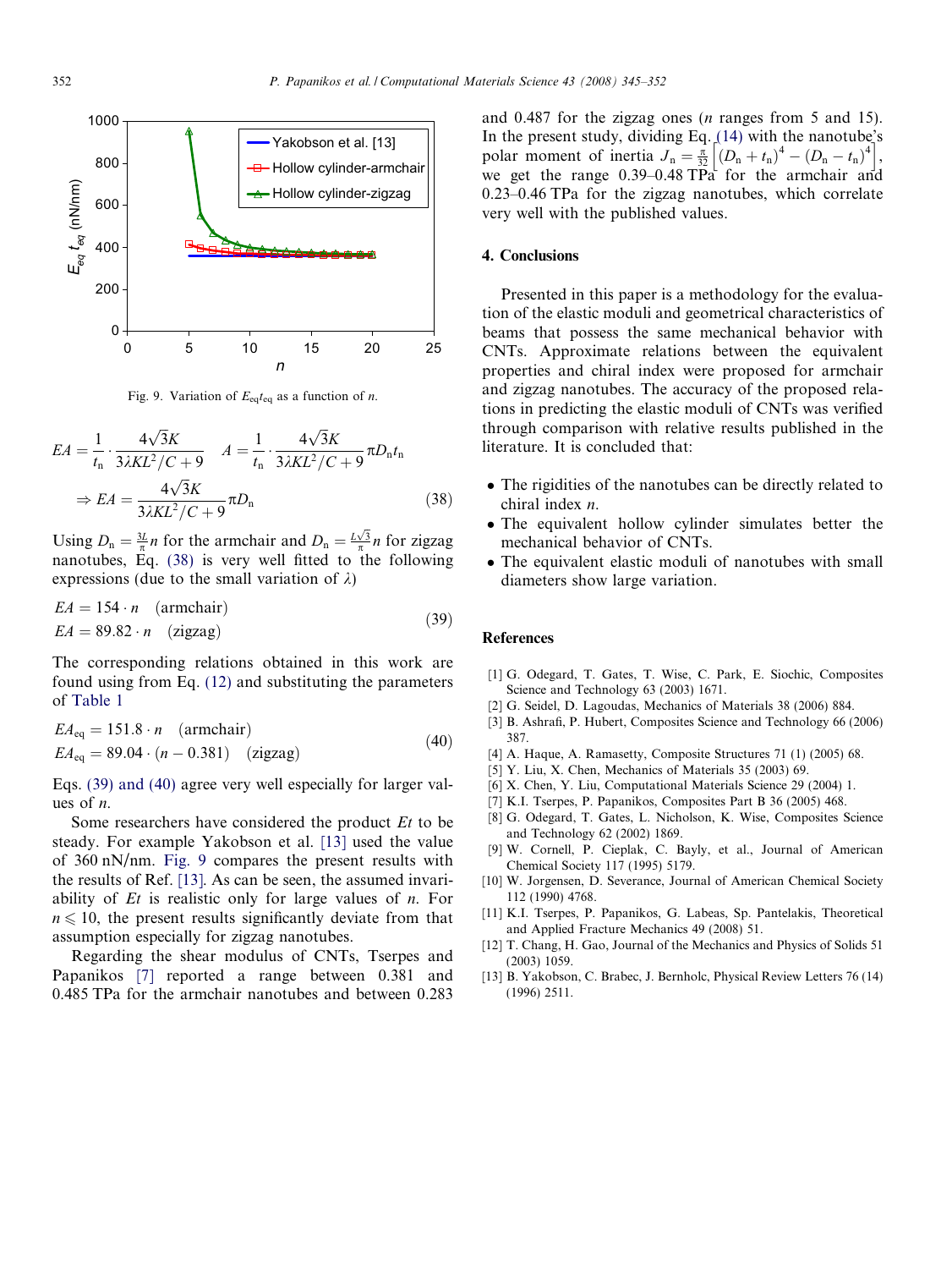1000

800

600

400

200

0

0 5 10 15 20 25

$n$

$E_{eq}\, t_{eq}$ (nN/nm)

Yakobson et al. [13]

Hollow cylinder-armchair

Hollow cylinder-zigzag

Fig. 9. Variation of $E_{\text{eq}}t_{\text{eq}}$ as a function of $n$.

$$EA = \frac{1}{t_{\text{n}}} \cdot \frac{4\sqrt{3}K}{3\lambda KL^2/C + 9} \quad A = \frac{1}{t_{\text{n}}} \cdot \frac{4\sqrt{3}K}{3\lambda KL^2/C + 9}\pi D_{\text{n}} t_{\text{n}}$$

$$\Rightarrow EA = \frac{4\sqrt{3}K}{3\lambda KL^2/C + 9}\pi D_{\text{n}} \tag{38}$$

Using $D_{\text{n}} = \frac{3L}{\pi}n$ for the armchair and $D_{\text{n}} = \frac{L\sqrt{3}}{\pi}n$ for zigzag nanotubes, Eq. (38) is very well fitted to the following expressions (due to the small variation of $\lambda$)

$$\begin{aligned} EA &= 154 \cdot n \quad \text{(armchair)} \\ EA &= 89.82 \cdot n \quad \text{(zigzag)} \end{aligned} \tag{39}$$

The corresponding relations obtained in this work are found using from Eq. (12) and substituting the parameters of Table 1

$$\begin{aligned} EA_{\text{eq}} &= 151.8 \cdot n \quad \text{(armchair)} \\ EA_{\text{eq}} &= 89.04 \cdot (n - 0.381) \quad \text{(zigzag)} \end{aligned} \tag{40}$$

Eqs. (39) and (40) agree very well especially for larger values of $n$.

Some researchers have considered the product $Et$ to be steady. For example Yakobson et al. [13] used the value of 360 nN/nm. Fig. 9 compares the present results with the results of Ref. [13]. As can be seen, the assumed invariability of $Et$ is realistic only for large values of $n$. For $n \leqslant 10$, the present results significantly deviate from that assumption especially for zigzag nanotubes.

Regarding the shear modulus of CNTs, Tserpes and Papanikos [7] reported a range between 0.381 and 0.485 TPa for the armchair nanotubes and between 0.283 and 0.487 for the zigzag ones ($n$ ranges from 5 and 15). In the present study, dividing Eq. (14) with the nanotube's polar moment of inertia $J_{\text{n}} = \frac{\pi}{32}\left[(D_{\text{n}} + t_{\text{n}})^4 - (D_{\text{n}} - t_{\text{n}})^4\right]$, we get the range 0.39–0.48 TPa for the armchair and 0.23–0.46 TPa for the zigzag nanotubes, which correlate very well with the published values.

## 4. Conclusions

Presented in this paper is a methodology for the evaluation of the elastic moduli and geometrical characteristics of beams that possess the same mechanical behavior with CNTs. Approximate relations between the equivalent properties and chiral index were proposed for armchair and zigzag nanotubes. The accuracy of the proposed relations in predicting the elastic moduli of CNTs was verified through comparison with relative results published in the literature. It is concluded that:

- The rigidities of the nanotubes can be directly related to chiral index $n$.
- The equivalent hollow cylinder simulates better the mechanical behavior of CNTs.
- The equivalent elastic moduli of nanotubes with small diameters show large variation.

## References

[1] G. Odegard, T. Gates, T. Wise, C. Park, E. Siochic, Composites Science and Technology 63 (2003) 1671.

[2] G. Seidel, D. Lagoudas, Mechanics of Materials 38 (2006) 884.

[3] B. Ashrafi, P. Hubert, Composites Science and Technology 66 (2006) 387.

[4] A. Haque, A. Ramasetty, Composite Structures 71 (1) (2005) 68.

[5] Y. Liu, X. Chen, Mechanics of Materials 35 (2003) 69.

[6] X. Chen, Y. Liu, Computational Materials Science 29 (2004) 1.

[7] K.I. Tserpes, P. Papanikos, Composites Part B 36 (2005) 468.

[8] G. Odegard, T. Gates, L. Nicholson, K. Wise, Composites Science and Technology 62 (2002) 1869.

[9] W. Cornell, P. Cieplak, C. Bayly, et al., Journal of American Chemical Society 117 (1995) 5179.

[10] W. Jorgensen, D. Severance, Journal of American Chemical Society 112 (1990) 4768.

[11] K.I. Tserpes, P. Papanikos, G. Labeas, Sp. Pantelakis, Theoretical and Applied Fracture Mechanics 49 (2008) 51.

[12] T. Chang, H. Gao, Journal of the Mechanics and Physics of Solids 51 (2003) 1059.

[13] B. Yakobson, C. Brabec, J. Bernholc, Physical Review Letters 76 (14) (1996) 2511.